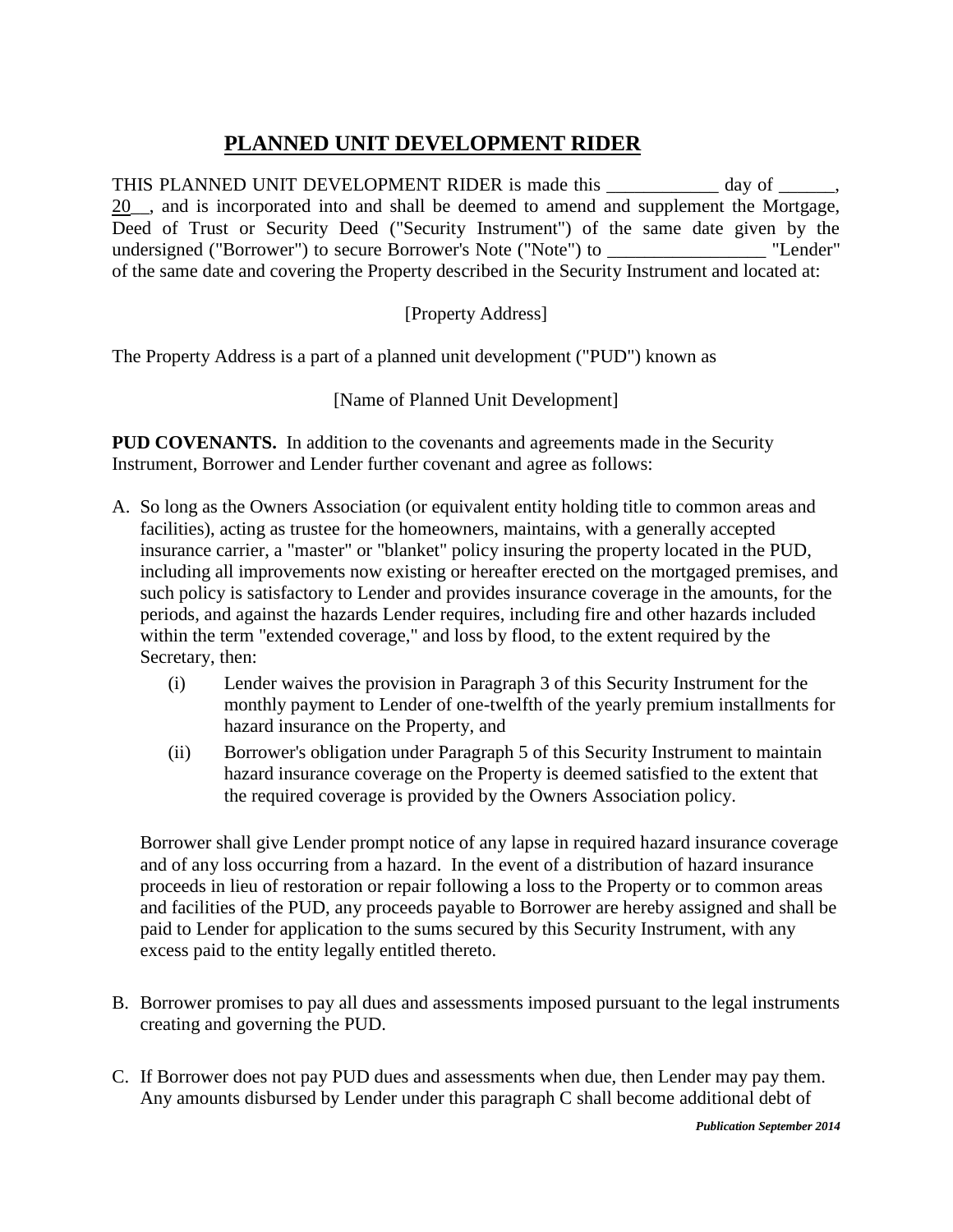# PLANNED UNIT DEVELOPMENT RIDER

THIS PLANNED UNIT DEVELOPMENT RIDER is made this ____________ day of ______, 20__, and is incorporated into and shall be deemed to amend and supplement the Mortgage, Deed of Trust or Security Deed ("Security Instrument") of the same date given by the undersigned ("Borrower") to secure Borrower's Note ("Note") to _________________ "Lender" of the same date and covering the Property described in the Security Instrument and located at:

[Property Address]

The Property Address is a part of a planned unit development ("PUD") known as

[Name of Planned Unit Development]

**PUD COVENANTS.** In addition to the covenants and agreements made in the Security Instrument, Borrower and Lender further covenant and agree as follows:

A. So long as the Owners Association (or equivalent entity holding title to common areas and facilities), acting as trustee for the homeowners, maintains, with a generally accepted insurance carrier, a "master" or "blanket" policy insuring the property located in the PUD, including all improvements now existing or hereafter erected on the mortgaged premises, and such policy is satisfactory to Lender and provides insurance coverage in the amounts, for the periods, and against the hazards Lender requires, including fire and other hazards included within the term "extended coverage," and loss by flood, to the extent required by the Secretary, then:

   (i) Lender waives the provision in Paragraph 3 of this Security Instrument for the monthly payment to Lender of one-twelfth of the yearly premium installments for hazard insurance on the Property, and

   (ii) Borrower's obligation under Paragraph 5 of this Security Instrument to maintain hazard insurance coverage on the Property is deemed satisfied to the extent that the required coverage is provided by the Owners Association policy.

   Borrower shall give Lender prompt notice of any lapse in required hazard insurance coverage and of any loss occurring from a hazard. In the event of a distribution of hazard insurance proceeds in lieu of restoration or repair following a loss to the Property or to common areas and facilities of the PUD, any proceeds payable to Borrower are hereby assigned and shall be paid to Lender for application to the sums secured by this Security Instrument, with any excess paid to the entity legally entitled thereto.

B. Borrower promises to pay all dues and assessments imposed pursuant to the legal instruments creating and governing the PUD.

C. If Borrower does not pay PUD dues and assessments when due, then Lender may pay them. Any amounts disbursed by Lender under this paragraph C shall become additional debt of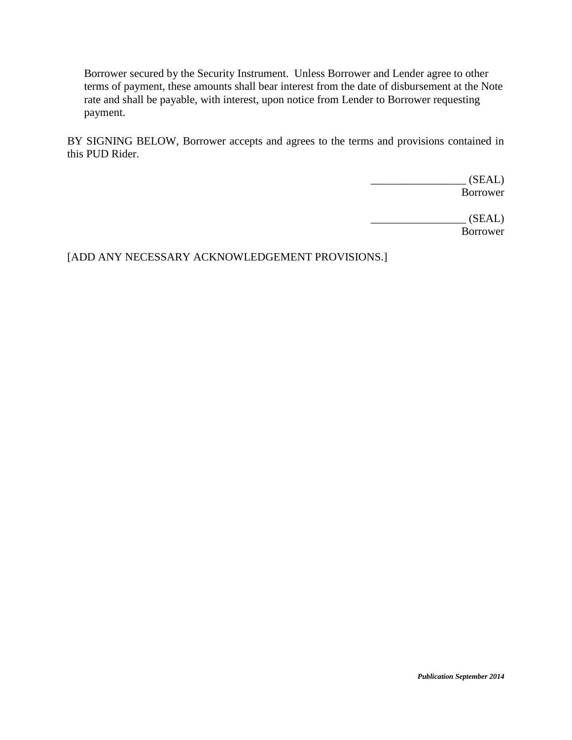Borrower secured by the Security Instrument. Unless Borrower and Lender agree to other terms of payment, these amounts shall bear interest from the date of disbursement at the Note rate and shall be payable, with interest, upon notice from Lender to Borrower requesting payment.

BY SIGNING BELOW, Borrower accepts and agrees to the terms and provisions contained in this PUD Rider.

_________________ (SEAL)
Borrower

_________________ (SEAL)
Borrower

[ADD ANY NECESSARY ACKNOWLEDGEMENT PROVISIONS.]

***Publication September 2014***